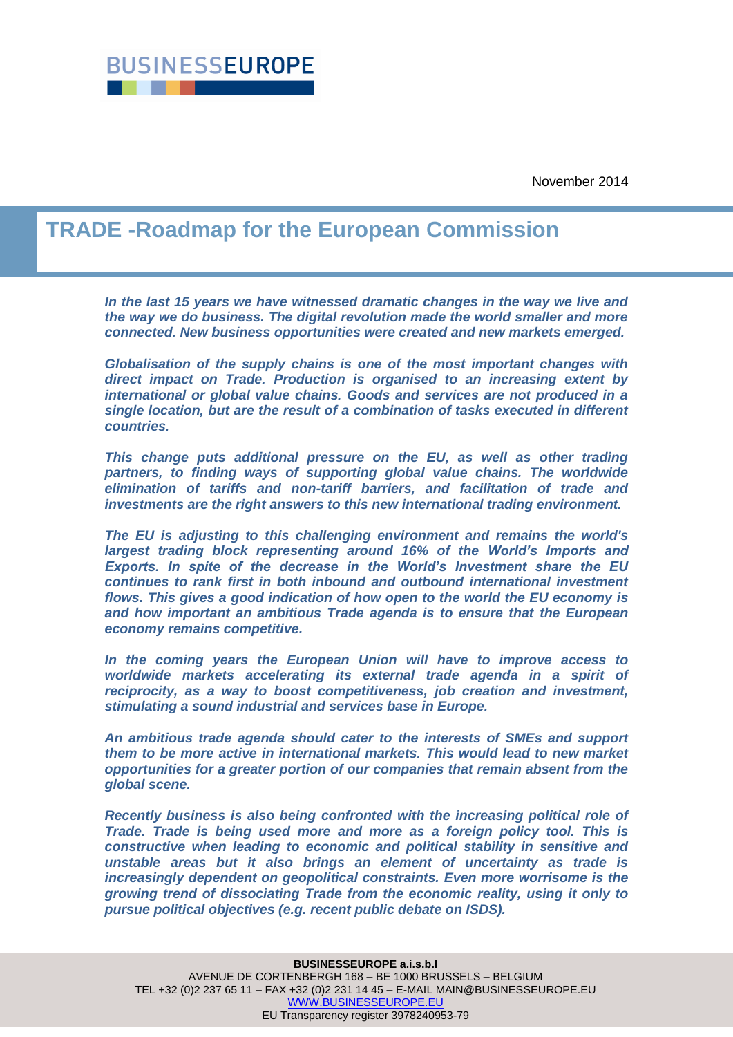BUSINESSEUROPE

November 2014

# TRADE -Roadmap for the European Commission

***In the last 15 years we have witnessed dramatic changes in the way we live and the way we do business. The digital revolution made the world smaller and more connected. New business opportunities were created and new markets emerged.***

***Globalisation of the supply chains is one of the most important changes with direct impact on Trade. Production is organised to an increasing extent by international or global value chains. Goods and services are not produced in a single location, but are the result of a combination of tasks executed in different countries.***

***This change puts additional pressure on the EU, as well as other trading partners, to finding ways of supporting global value chains. The worldwide elimination of tariffs and non-tariff barriers, and facilitation of trade and investments are the right answers to this new international trading environment.***

***The EU is adjusting to this challenging environment and remains the world's largest trading block representing around 16% of the World's Imports and Exports. In spite of the decrease in the World's Investment share the EU continues to rank first in both inbound and outbound international investment flows. This gives a good indication of how open to the world the EU economy is and how important an ambitious Trade agenda is to ensure that the European economy remains competitive.***

***In the coming years the European Union will have to improve access to worldwide markets accelerating its external trade agenda in a spirit of reciprocity, as a way to boost competitiveness, job creation and investment, stimulating a sound industrial and services base in Europe.***

***An ambitious trade agenda should cater to the interests of SMEs and support them to be more active in international markets. This would lead to new market opportunities for a greater portion of our companies that remain absent from the global scene.***

***Recently business is also being confronted with the increasing political role of Trade. Trade is being used more and more as a foreign policy tool. This is constructive when leading to economic and political stability in sensitive and unstable areas but it also brings an element of uncertainty as trade is increasingly dependent on geopolitical constraints. Even more worrisome is the growing trend of dissociating Trade from the economic reality, using it only to pursue political objectives (e.g. recent public debate on ISDS).***

**BUSINESSEUROPE a.i.s.b.l**
AVENUE DE CORTENBERGH 168 – BE 1000 BRUSSELS – BELGIUM
TEL +32 (0)2 237 65 11 – FAX +32 (0)2 231 14 45 – E-MAIL MAIN@BUSINESSEUROPE.EU
WWW.BUSINESSEUROPE.EU
EU Transparency register 3978240953-79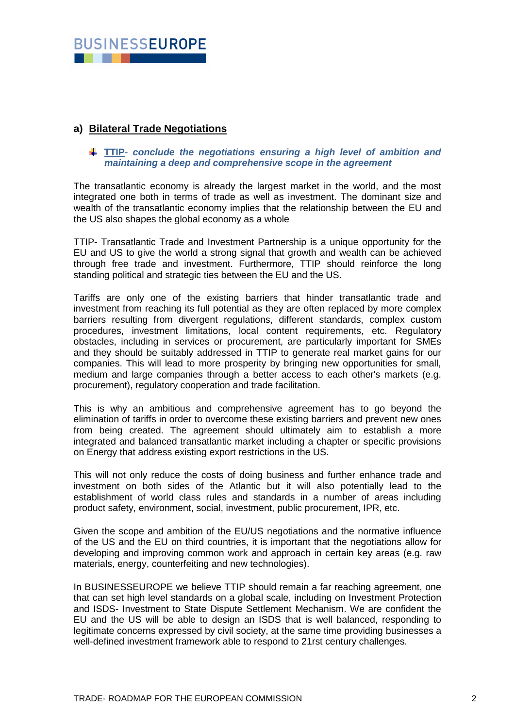## a) Bilateral Trade Negotiations

- **TTIP**- ***conclude the negotiations ensuring a high level of ambition and maintaining a deep and comprehensive scope in the agreement***

The transatlantic economy is already the largest market in the world, and the most integrated one both in terms of trade as well as investment. The dominant size and wealth of the transatlantic economy implies that the relationship between the EU and the US also shapes the global economy as a whole

TTIP- Transatlantic Trade and Investment Partnership is a unique opportunity for the EU and US to give the world a strong signal that growth and wealth can be achieved through free trade and investment. Furthermore, TTIP should reinforce the long standing political and strategic ties between the EU and the US.

Tariffs are only one of the existing barriers that hinder transatlantic trade and investment from reaching its full potential as they are often replaced by more complex barriers resulting from divergent regulations, different standards, complex custom procedures, investment limitations, local content requirements, etc. Regulatory obstacles, including in services or procurement, are particularly important for SMEs and they should be suitably addressed in TTIP to generate real market gains for our companies. This will lead to more prosperity by bringing new opportunities for small, medium and large companies through a better access to each other's markets (e.g. procurement), regulatory cooperation and trade facilitation.

This is why an ambitious and comprehensive agreement has to go beyond the elimination of tariffs in order to overcome these existing barriers and prevent new ones from being created. The agreement should ultimately aim to establish a more integrated and balanced transatlantic market including a chapter or specific provisions on Energy that address existing export restrictions in the US.

This will not only reduce the costs of doing business and further enhance trade and investment on both sides of the Atlantic but it will also potentially lead to the establishment of world class rules and standards in a number of areas including product safety, environment, social, investment, public procurement, IPR, etc.

Given the scope and ambition of the EU/US negotiations and the normative influence of the US and the EU on third countries, it is important that the negotiations allow for developing and improving common work and approach in certain key areas (e.g. raw materials, energy, counterfeiting and new technologies).

In BUSINESSEUROPE we believe TTIP should remain a far reaching agreement, one that can set high level standards on a global scale, including on Investment Protection and ISDS- Investment to State Dispute Settlement Mechanism. We are confident the EU and the US will be able to design an ISDS that is well balanced, responding to legitimate concerns expressed by civil society, at the same time providing businesses a well-defined investment framework able to respond to 21rst century challenges.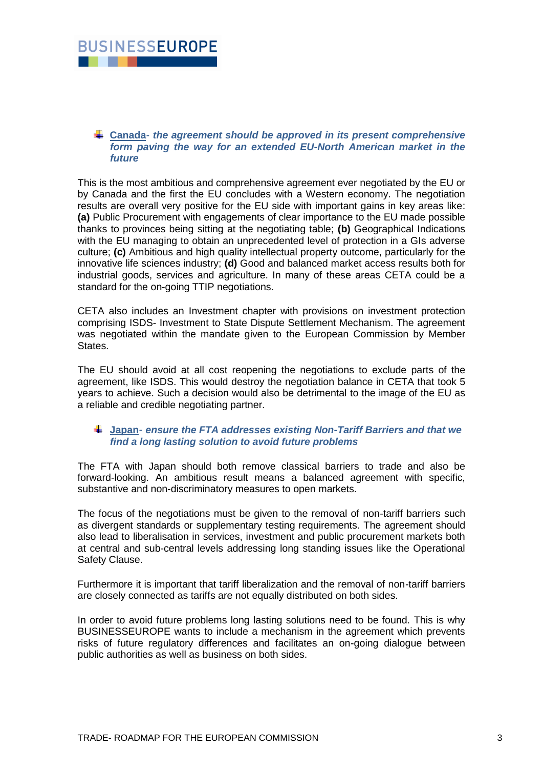- **Canada**- ***the agreement should be approved in its present comprehensive form paving the way for an extended EU-North American market in the future***

This is the most ambitious and comprehensive agreement ever negotiated by the EU or by Canada and the first the EU concludes with a Western economy. The negotiation results are overall very positive for the EU side with important gains in key areas like: **(a)** Public Procurement with engagements of clear importance to the EU made possible thanks to provinces being sitting at the negotiating table; **(b)** Geographical Indications with the EU managing to obtain an unprecedented level of protection in a GIs adverse culture; **(c)** Ambitious and high quality intellectual property outcome, particularly for the innovative life sciences industry; **(d)** Good and balanced market access results both for industrial goods, services and agriculture. In many of these areas CETA could be a standard for the on-going TTIP negotiations.

CETA also includes an Investment chapter with provisions on investment protection comprising ISDS- Investment to State Dispute Settlement Mechanism. The agreement was negotiated within the mandate given to the European Commission by Member States.

The EU should avoid at all cost reopening the negotiations to exclude parts of the agreement, like ISDS. This would destroy the negotiation balance in CETA that took 5 years to achieve. Such a decision would also be detrimental to the image of the EU as a reliable and credible negotiating partner.

- **Japan**- ***ensure the FTA addresses existing Non-Tariff Barriers and that we find a long lasting solution to avoid future problems***

The FTA with Japan should both remove classical barriers to trade and also be forward-looking. An ambitious result means a balanced agreement with specific, substantive and non-discriminatory measures to open markets.

The focus of the negotiations must be given to the removal of non-tariff barriers such as divergent standards or supplementary testing requirements. The agreement should also lead to liberalisation in services, investment and public procurement markets both at central and sub-central levels addressing long standing issues like the Operational Safety Clause.

Furthermore it is important that tariff liberalization and the removal of non-tariff barriers are closely connected as tariffs are not equally distributed on both sides.

In order to avoid future problems long lasting solutions need to be found. This is why BUSINESSEUROPE wants to include a mechanism in the agreement which prevents risks of future regulatory differences and facilitates an on-going dialogue between public authorities as well as business on both sides.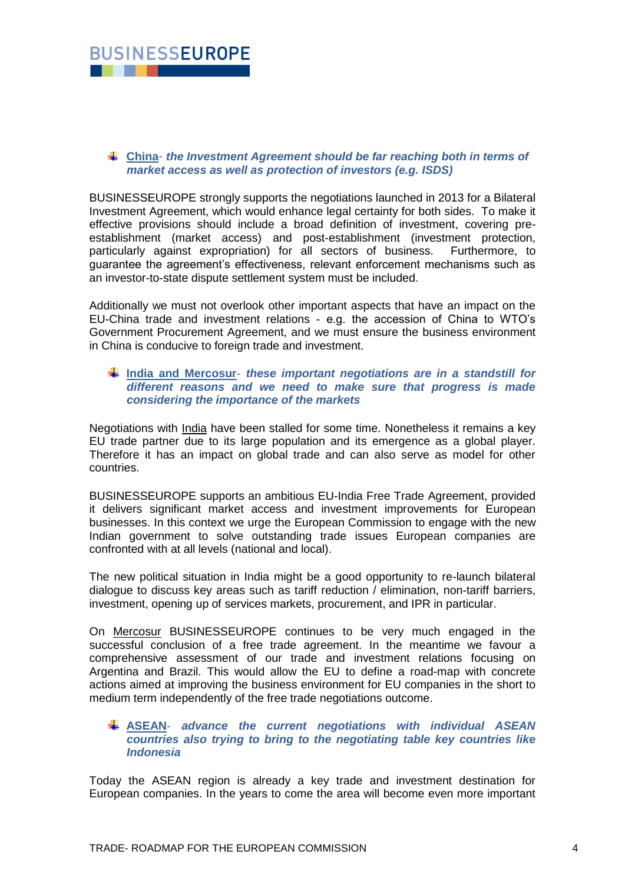- <u>**China**</u>- ***the Investment Agreement should be far reaching both in terms of market access as well as protection of investors (e.g. ISDS)***

BUSINESSEUROPE strongly supports the negotiations launched in 2013 for a Bilateral Investment Agreement, which would enhance legal certainty for both sides. To make it effective provisions should include a broad definition of investment, covering pre-establishment (market access) and post-establishment (investment protection, particularly against expropriation) for all sectors of business. Furthermore, to guarantee the agreement's effectiveness, relevant enforcement mechanisms such as an investor-to-state dispute settlement system must be included.

Additionally we must not overlook other important aspects that have an impact on the EU-China trade and investment relations - e.g. the accession of China to WTO's Government Procurement Agreement, and we must ensure the business environment in China is conducive to foreign trade and investment.

- <u>**India and Mercosur**</u>- ***these important negotiations are in a standstill for different reasons and we need to make sure that progress is made considering the importance of the markets***

Negotiations with <u>India</u> have been stalled for some time. Nonetheless it remains a key EU trade partner due to its large population and its emergence as a global player. Therefore it has an impact on global trade and can also serve as model for other countries.

BUSINESSEUROPE supports an ambitious EU-India Free Trade Agreement, provided it delivers significant market access and investment improvements for European businesses. In this context we urge the European Commission to engage with the new Indian government to solve outstanding trade issues European companies are confronted with at all levels (national and local).

The new political situation in India might be a good opportunity to re-launch bilateral dialogue to discuss key areas such as tariff reduction / elimination, non-tariff barriers, investment, opening up of services markets, procurement, and IPR in particular.

On <u>Mercosur</u> BUSINESSEUROPE continues to be very much engaged in the successful conclusion of a free trade agreement. In the meantime we favour a comprehensive assessment of our trade and investment relations focusing on Argentina and Brazil. This would allow the EU to define a road-map with concrete actions aimed at improving the business environment for EU companies in the short to medium term independently of the free trade negotiations outcome.

- <u>**ASEAN**</u>- ***advance the current negotiations with individual ASEAN countries also trying to bring to the negotiating table key countries like Indonesia***

Today the ASEAN region is already a key trade and investment destination for European companies. In the years to come the area will become even more important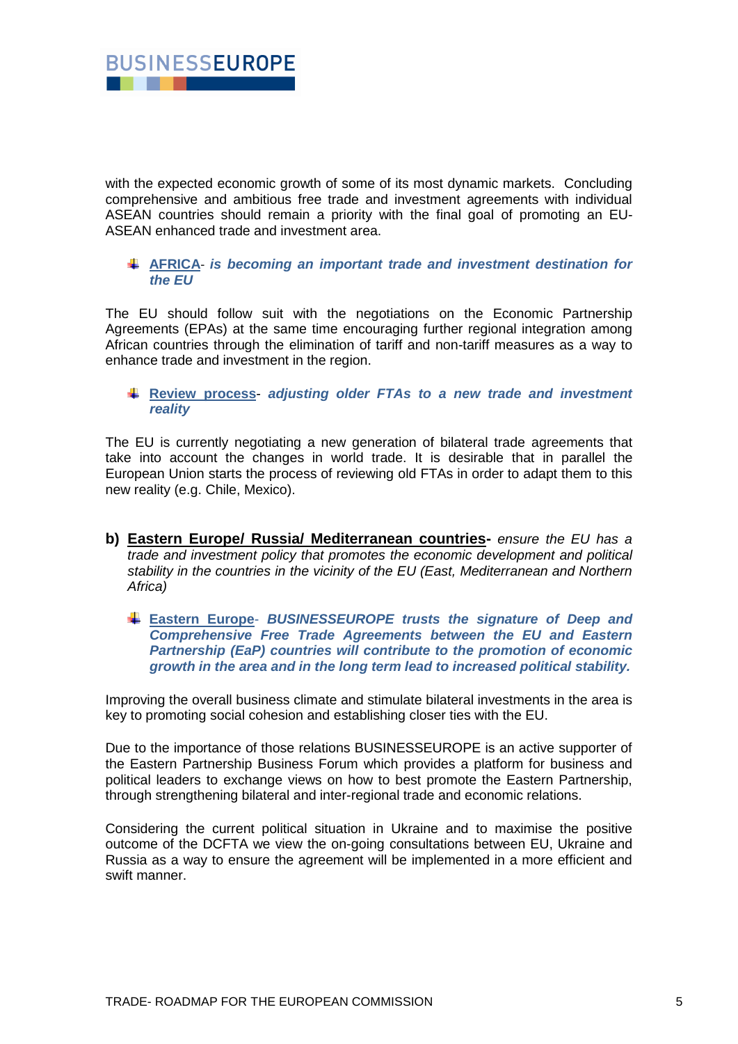with the expected economic growth of some of its most dynamic markets. Concluding comprehensive and ambitious free trade and investment agreements with individual ASEAN countries should remain a priority with the final goal of promoting an EU-ASEAN enhanced trade and investment area.

- **AFRICA**- ***is becoming an important trade and investment destination for the EU***

The EU should follow suit with the negotiations on the Economic Partnership Agreements (EPAs) at the same time encouraging further regional integration among African countries through the elimination of tariff and non-tariff measures as a way to enhance trade and investment in the region.

- **Review process**- ***adjusting older FTAs to a new trade and investment reality***

The EU is currently negotiating a new generation of bilateral trade agreements that take into account the changes in world trade. It is desirable that in parallel the European Union starts the process of reviewing old FTAs in order to adapt them to this new reality (e.g. Chile, Mexico).

**b) Eastern Europe/ Russia/ Mediterranean countries-** *ensure the EU has a trade and investment policy that promotes the economic development and political stability in the countries in the vicinity of the EU (East, Mediterranean and Northern Africa)*

- **Eastern Europe**- ***BUSINESSEUROPE trusts the signature of Deep and Comprehensive Free Trade Agreements between the EU and Eastern Partnership (EaP) countries will contribute to the promotion of economic growth in the area and in the long term lead to increased political stability.***

Improving the overall business climate and stimulate bilateral investments in the area is key to promoting social cohesion and establishing closer ties with the EU.

Due to the importance of those relations BUSINESSEUROPE is an active supporter of the Eastern Partnership Business Forum which provides a platform for business and political leaders to exchange views on how to best promote the Eastern Partnership, through strengthening bilateral and inter-regional trade and economic relations.

Considering the current political situation in Ukraine and to maximise the positive outcome of the DCFTA we view the on-going consultations between EU, Ukraine and Russia as a way to ensure the agreement will be implemented in a more efficient and swift manner.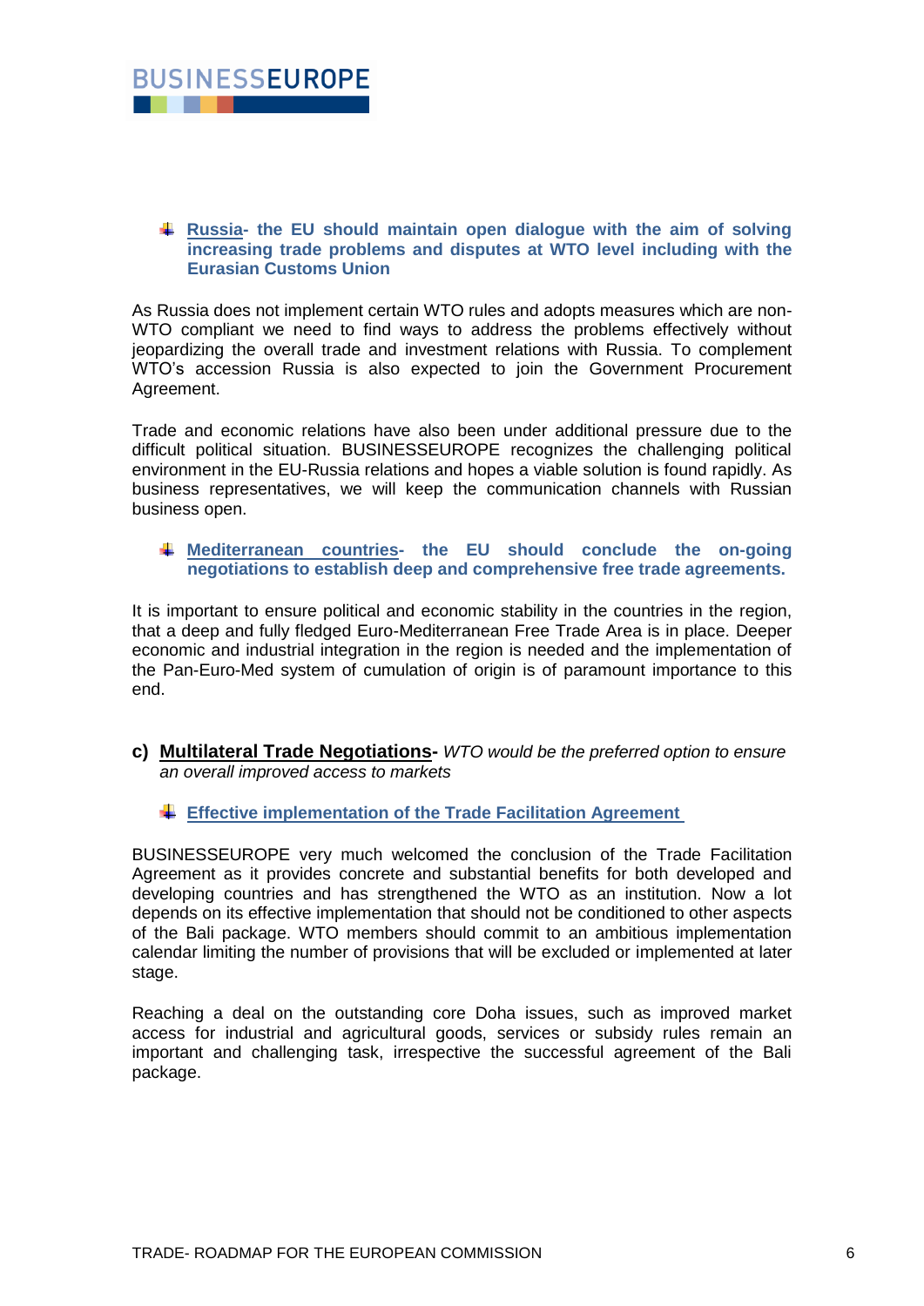- **Russia- the EU should maintain open dialogue with the aim of solving increasing trade problems and disputes at WTO level including with the Eurasian Customs Union**

As Russia does not implement certain WTO rules and adopts measures which are non-WTO compliant we need to find ways to address the problems effectively without jeopardizing the overall trade and investment relations with Russia. To complement WTO's accession Russia is also expected to join the Government Procurement Agreement.

Trade and economic relations have also been under additional pressure due to the difficult political situation. BUSINESSEUROPE recognizes the challenging political environment in the EU-Russia relations and hopes a viable solution is found rapidly. As business representatives, we will keep the communication channels with Russian business open.

- **Mediterranean countries- the EU should conclude the on-going negotiations to establish deep and comprehensive free trade agreements.**

It is important to ensure political and economic stability in the countries in the region, that a deep and fully fledged Euro-Mediterranean Free Trade Area is in place. Deeper economic and industrial integration in the region is needed and the implementation of the Pan-Euro-Med system of cumulation of origin is of paramount importance to this end.

### c) Multilateral Trade Negotiations- *WTO would be the preferred option to ensure an overall improved access to markets*

- **Effective implementation of the Trade Facilitation Agreement**

BUSINESSEUROPE very much welcomed the conclusion of the Trade Facilitation Agreement as it provides concrete and substantial benefits for both developed and developing countries and has strengthened the WTO as an institution. Now a lot depends on its effective implementation that should not be conditioned to other aspects of the Bali package. WTO members should commit to an ambitious implementation calendar limiting the number of provisions that will be excluded or implemented at later stage.

Reaching a deal on the outstanding core Doha issues, such as improved market access for industrial and agricultural goods, services or subsidy rules remain an important and challenging task, irrespective the successful agreement of the Bali package.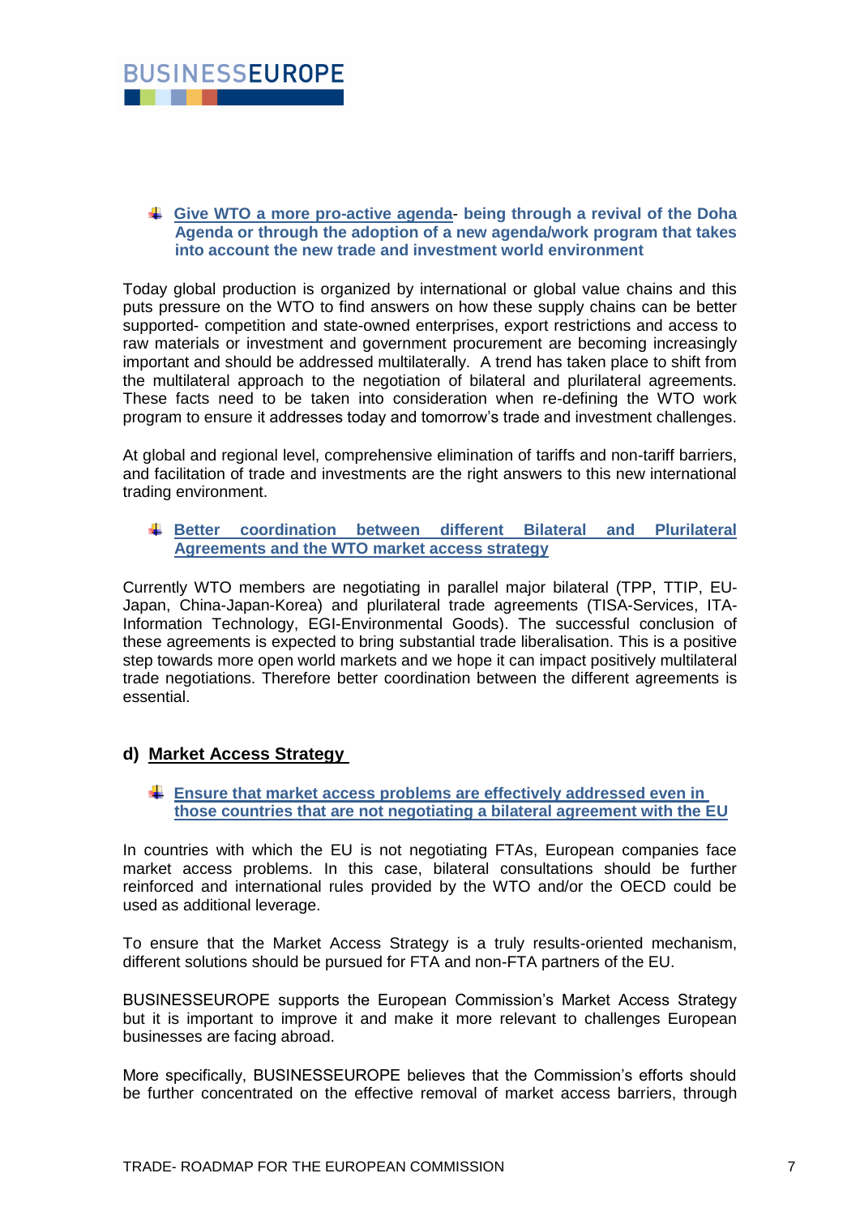- **Give WTO a more pro-active agenda- being through a revival of the Doha Agenda or through the adoption of a new agenda/work program that takes into account the new trade and investment world environment**

Today global production is organized by international or global value chains and this puts pressure on the WTO to find answers on how these supply chains can be better supported- competition and state-owned enterprises, export restrictions and access to raw materials or investment and government procurement are becoming increasingly important and should be addressed multilaterally. A trend has taken place to shift from the multilateral approach to the negotiation of bilateral and plurilateral agreements. These facts need to be taken into consideration when re-defining the WTO work program to ensure it addresses today and tomorrow's trade and investment challenges.

At global and regional level, comprehensive elimination of tariffs and non-tariff barriers, and facilitation of trade and investments are the right answers to this new international trading environment.

- **Better coordination between different Bilateral and Plurilateral Agreements and the WTO market access strategy**

Currently WTO members are negotiating in parallel major bilateral (TPP, TTIP, EU-Japan, China-Japan-Korea) and plurilateral trade agreements (TISA-Services, ITA-Information Technology, EGI-Environmental Goods). The successful conclusion of these agreements is expected to bring substantial trade liberalisation. This is a positive step towards more open world markets and we hope it can impact positively multilateral trade negotiations. Therefore better coordination between the different agreements is essential.

### d) Market Access Strategy

- **Ensure that market access problems are effectively addressed even in those countries that are not negotiating a bilateral agreement with the EU**

In countries with which the EU is not negotiating FTAs, European companies face market access problems. In this case, bilateral consultations should be further reinforced and international rules provided by the WTO and/or the OECD could be used as additional leverage.

To ensure that the Market Access Strategy is a truly results-oriented mechanism, different solutions should be pursued for FTA and non-FTA partners of the EU.

BUSINESSEUROPE supports the European Commission's Market Access Strategy but it is important to improve it and make it more relevant to challenges European businesses are facing abroad.

More specifically, BUSINESSEUROPE believes that the Commission's efforts should be further concentrated on the effective removal of market access barriers, through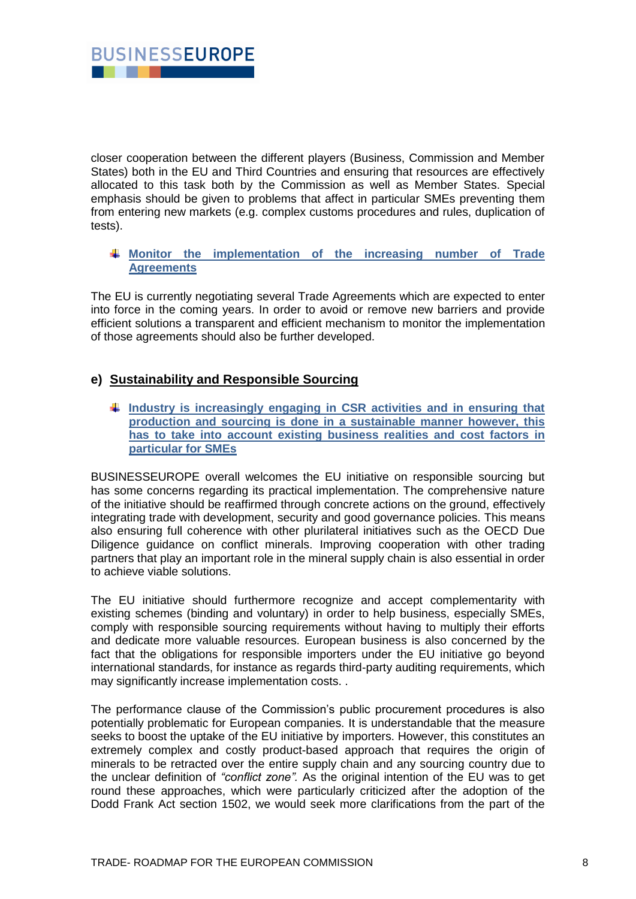closer cooperation between the different players (Business, Commission and Member States) both in the EU and Third Countries and ensuring that resources are effectively allocated to this task both by the Commission as well as Member States. Special emphasis should be given to problems that affect in particular SMEs preventing them from entering new markets (e.g. complex customs procedures and rules, duplication of tests).

- **Monitor the implementation of the increasing number of Trade Agreements**

The EU is currently negotiating several Trade Agreements which are expected to enter into force in the coming years. In order to avoid or remove new barriers and provide efficient solutions a transparent and efficient mechanism to monitor the implementation of those agreements should also be further developed.

### e) Sustainability and Responsible Sourcing

- **Industry is increasingly engaging in CSR activities and in ensuring that production and sourcing is done in a sustainable manner however, this has to take into account existing business realities and cost factors in particular for SMEs**

BUSINESSEUROPE overall welcomes the EU initiative on responsible sourcing but has some concerns regarding its practical implementation. The comprehensive nature of the initiative should be reaffirmed through concrete actions on the ground, effectively integrating trade with development, security and good governance policies. This means also ensuring full coherence with other plurilateral initiatives such as the OECD Due Diligence guidance on conflict minerals. Improving cooperation with other trading partners that play an important role in the mineral supply chain is also essential in order to achieve viable solutions.

The EU initiative should furthermore recognize and accept complementarity with existing schemes (binding and voluntary) in order to help business, especially SMEs, comply with responsible sourcing requirements without having to multiply their efforts and dedicate more valuable resources. European business is also concerned by the fact that the obligations for responsible importers under the EU initiative go beyond international standards, for instance as regards third-party auditing requirements, which may significantly increase implementation costs. .

The performance clause of the Commission's public procurement procedures is also potentially problematic for European companies. It is understandable that the measure seeks to boost the uptake of the EU initiative by importers. However, this constitutes an extremely complex and costly product-based approach that requires the origin of minerals to be retracted over the entire supply chain and any sourcing country due to the unclear definition of *"conflict zone"*. As the original intention of the EU was to get round these approaches, which were particularly criticized after the adoption of the Dodd Frank Act section 1502, we would seek more clarifications from the part of the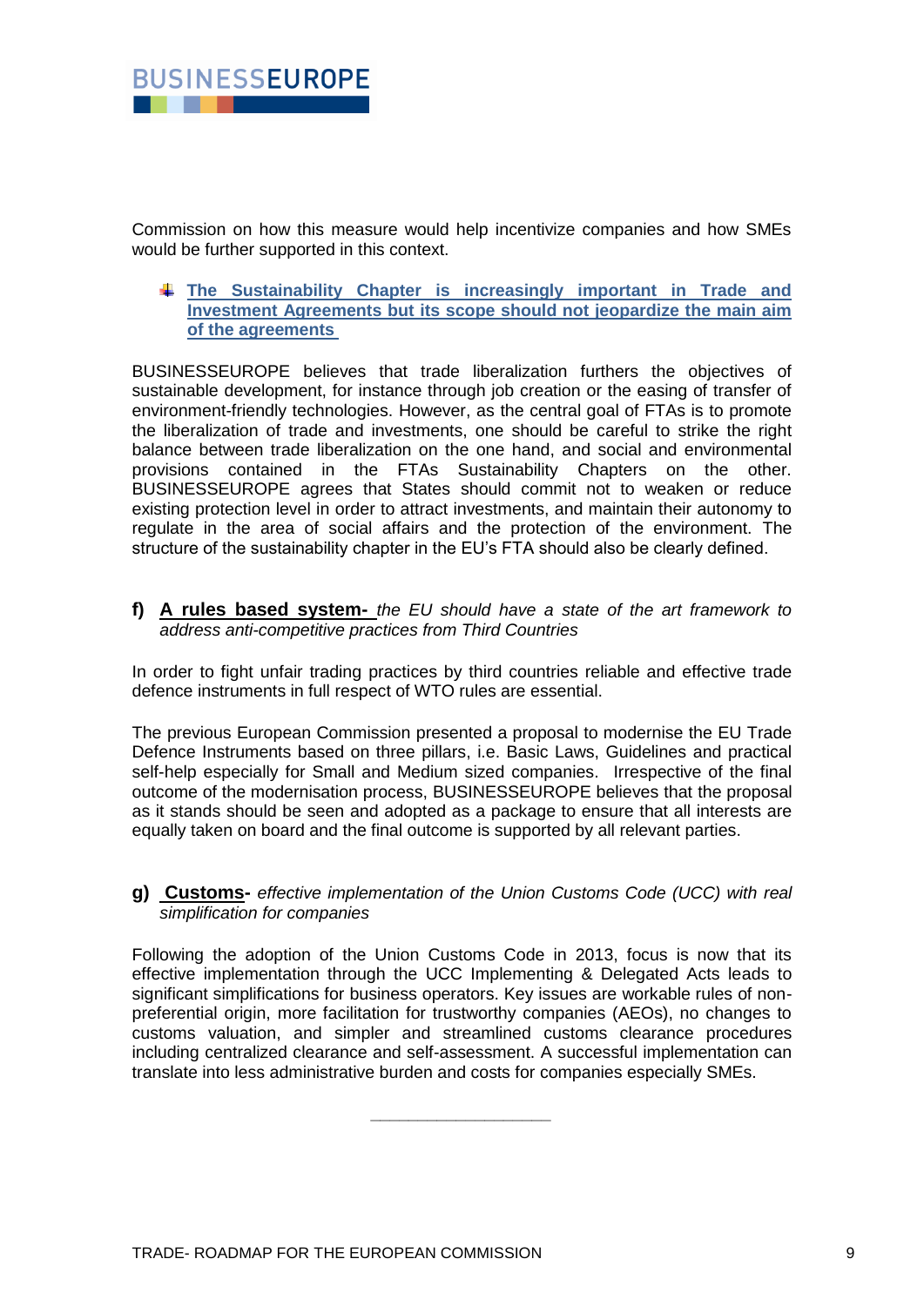Commission on how this measure would help incentivize companies and how SMEs would be further supported in this context.

- **The Sustainability Chapter is increasingly important in Trade and Investment Agreements but its scope should not jeopardize the main aim of the agreements**

BUSINESSEUROPE believes that trade liberalization furthers the objectives of sustainable development, for instance through job creation or the easing of transfer of environment-friendly technologies. However, as the central goal of FTAs is to promote the liberalization of trade and investments, one should be careful to strike the right balance between trade liberalization on the one hand, and social and environmental provisions contained in the FTAs Sustainability Chapters on the other. BUSINESSEUROPE agrees that States should commit not to weaken or reduce existing protection level in order to attract investments, and maintain their autonomy to regulate in the area of social affairs and the protection of the environment. The structure of the sustainability chapter in the EU's FTA should also be clearly defined.

**f)** **A rules based system-** *the EU should have a state of the art framework to address anti-competitive practices from Third Countries*

In order to fight unfair trading practices by third countries reliable and effective trade defence instruments in full respect of WTO rules are essential.

The previous European Commission presented a proposal to modernise the EU Trade Defence Instruments based on three pillars, i.e. Basic Laws, Guidelines and practical self-help especially for Small and Medium sized companies. Irrespective of the final outcome of the modernisation process, BUSINESSEUROPE believes that the proposal as it stands should be seen and adopted as a package to ensure that all interests are equally taken on board and the final outcome is supported by all relevant parties.

**g)** **Customs-** *effective implementation of the Union Customs Code (UCC) with real simplification for companies*

Following the adoption of the Union Customs Code in 2013, focus is now that its effective implementation through the UCC Implementing & Delegated Acts leads to significant simplifications for business operators. Key issues are workable rules of non-preferential origin, more facilitation for trustworthy companies (AEOs), no changes to customs valuation, and simpler and streamlined customs clearance procedures including centralized clearance and self-assessment. A successful implementation can translate into less administrative burden and costs for companies especially SMEs.

---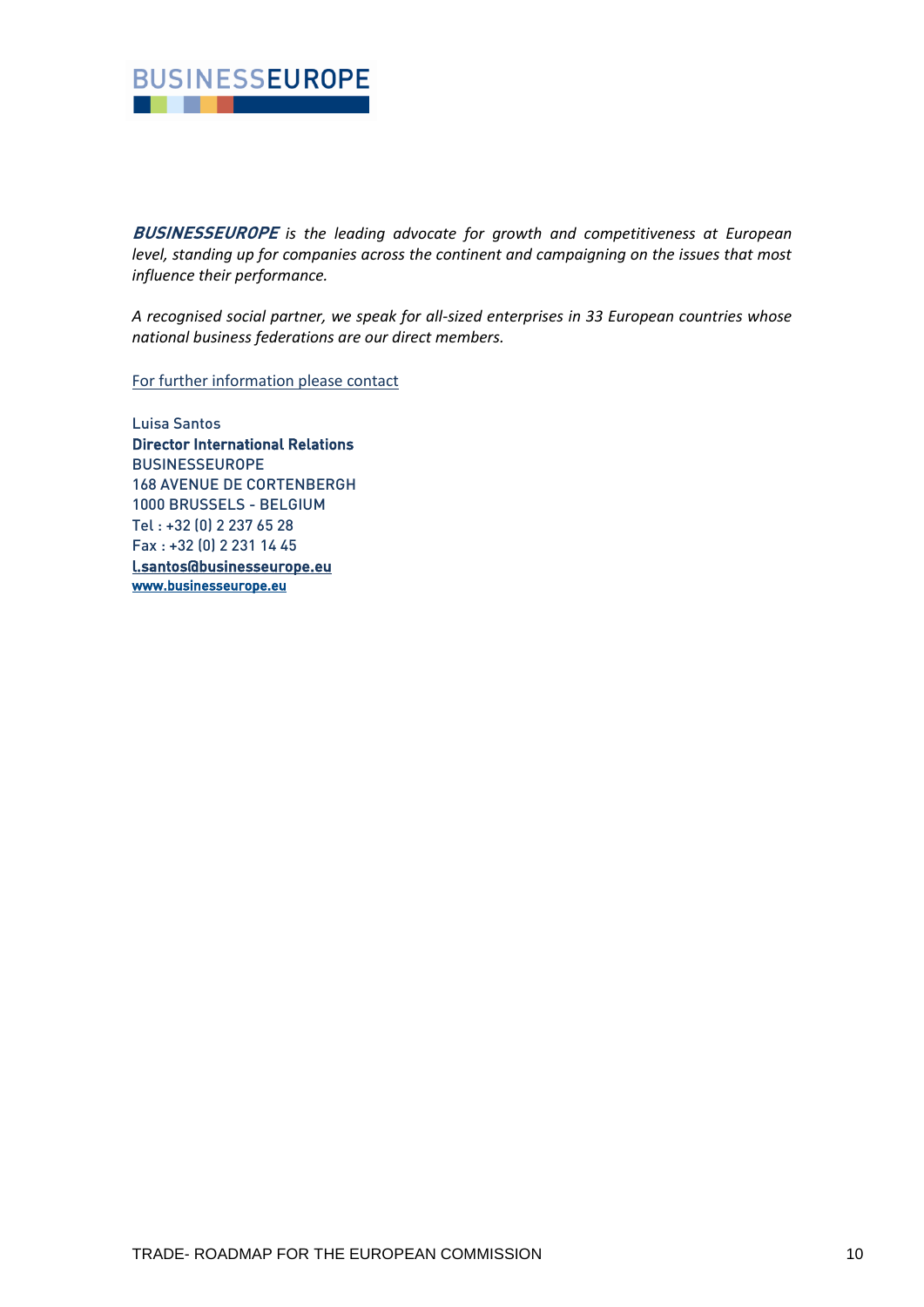***BUSINESSEUROPE** is the leading advocate for growth and competitiveness at European level, standing up for companies across the continent and campaigning on the issues that most influence their performance.*

*A recognised social partner, we speak for all-sized enterprises in 33 European countries whose national business federations are our direct members.*

For further information please contact

Luisa Santos
**Director International Relations**
BUSINESSEUROPE
168 AVENUE DE CORTENBERGH
1000 BRUSSELS - BELGIUM
Tel : +32 (0) 2 237 65 28
Fax : +32 (0) 2 231 14 45
**l.santos@businesseurope.eu**
**www.businesseurope.eu**